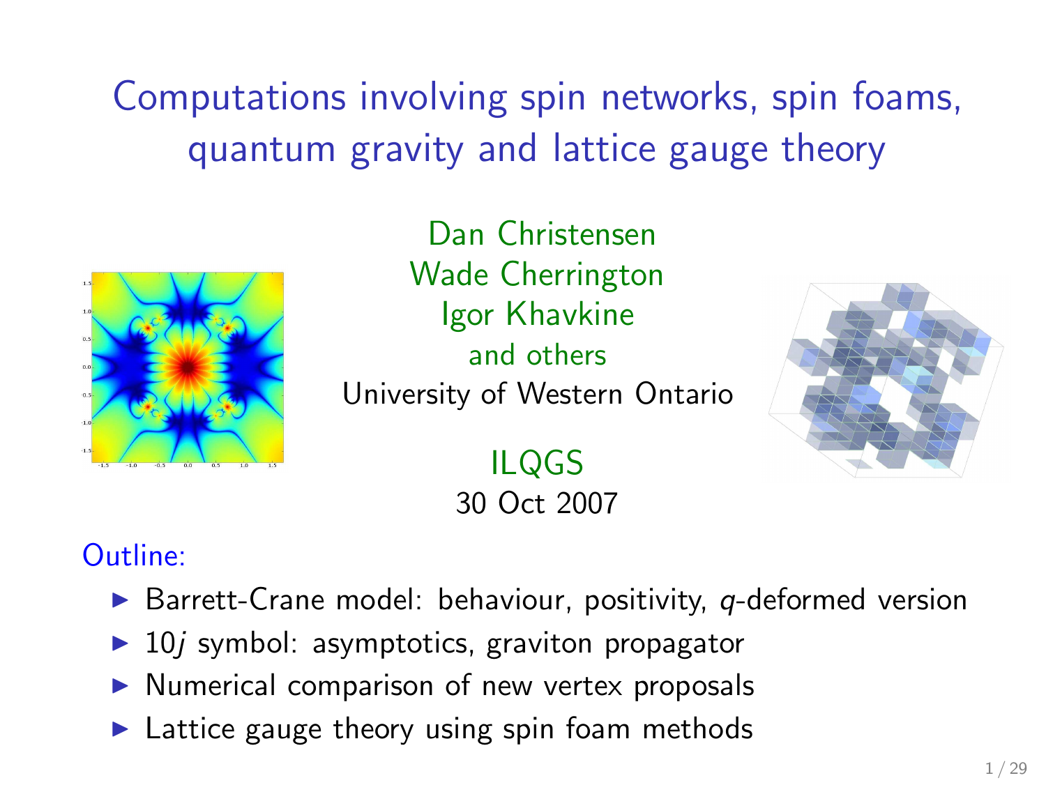# Computations involving spin networks, spin foams, quantum gravity and lattice gauge theory

Dan Christensen
Wade Cherrington
Igor Khavkine
and others

University of Western Ontario

ILQGS
30 Oct 2007

Outline:

- Barrett-Crane model: behaviour, positivity, $q$-deformed version
- $10j$ symbol: asymptotics, graviton propagator
- Numerical comparison of new vertex proposals
- Lattice gauge theory using spin foam methods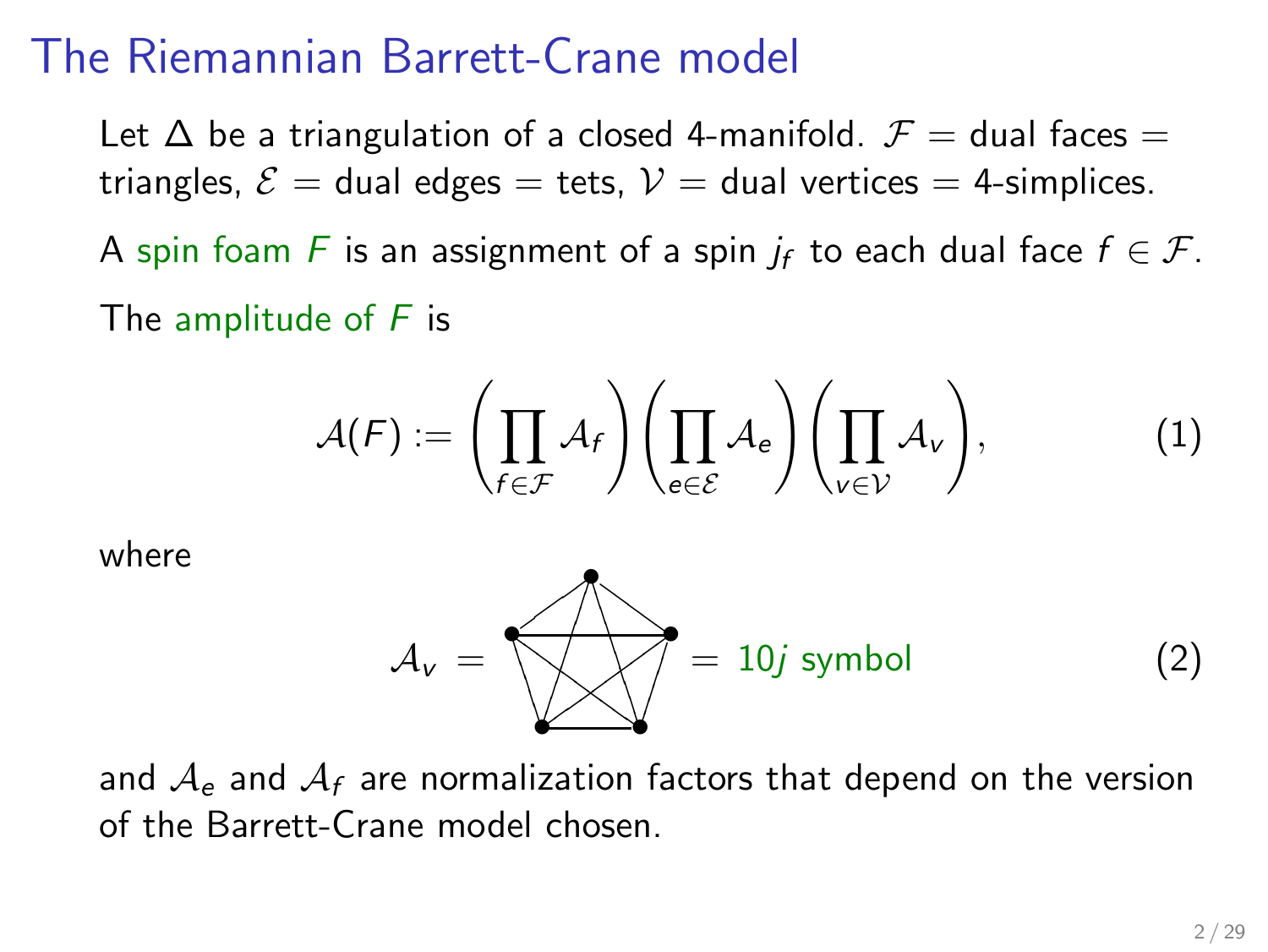# The Riemannian Barrett-Crane model

Let $\Delta$ be a triangulation of a closed 4-manifold. $\mathcal{F}$ = dual faces = triangles, $\mathcal{E}$ = dual edges = tets, $\mathcal{V}$ = dual vertices = 4-simplices.

A spin foam $F$ is an assignment of a spin $j_f$ to each dual face $f \in \mathcal{F}$.

The amplitude of $F$ is

$$\mathcal{A}(F) := \left(\prod_{f\in\mathcal{F}} \mathcal{A}_f\right)\left(\prod_{e\in\mathcal{E}} \mathcal{A}_e\right)\left(\prod_{v\in\mathcal{V}} \mathcal{A}_v\right), \tag{1}$$

where

$$\mathcal{A}_v = [\text{complete graph on 5 vertices}] = 10j \text{ symbol} \tag{2}$$

and $\mathcal{A}_e$ and $\mathcal{A}_f$ are normalization factors that depend on the version of the Barrett-Crane model chosen.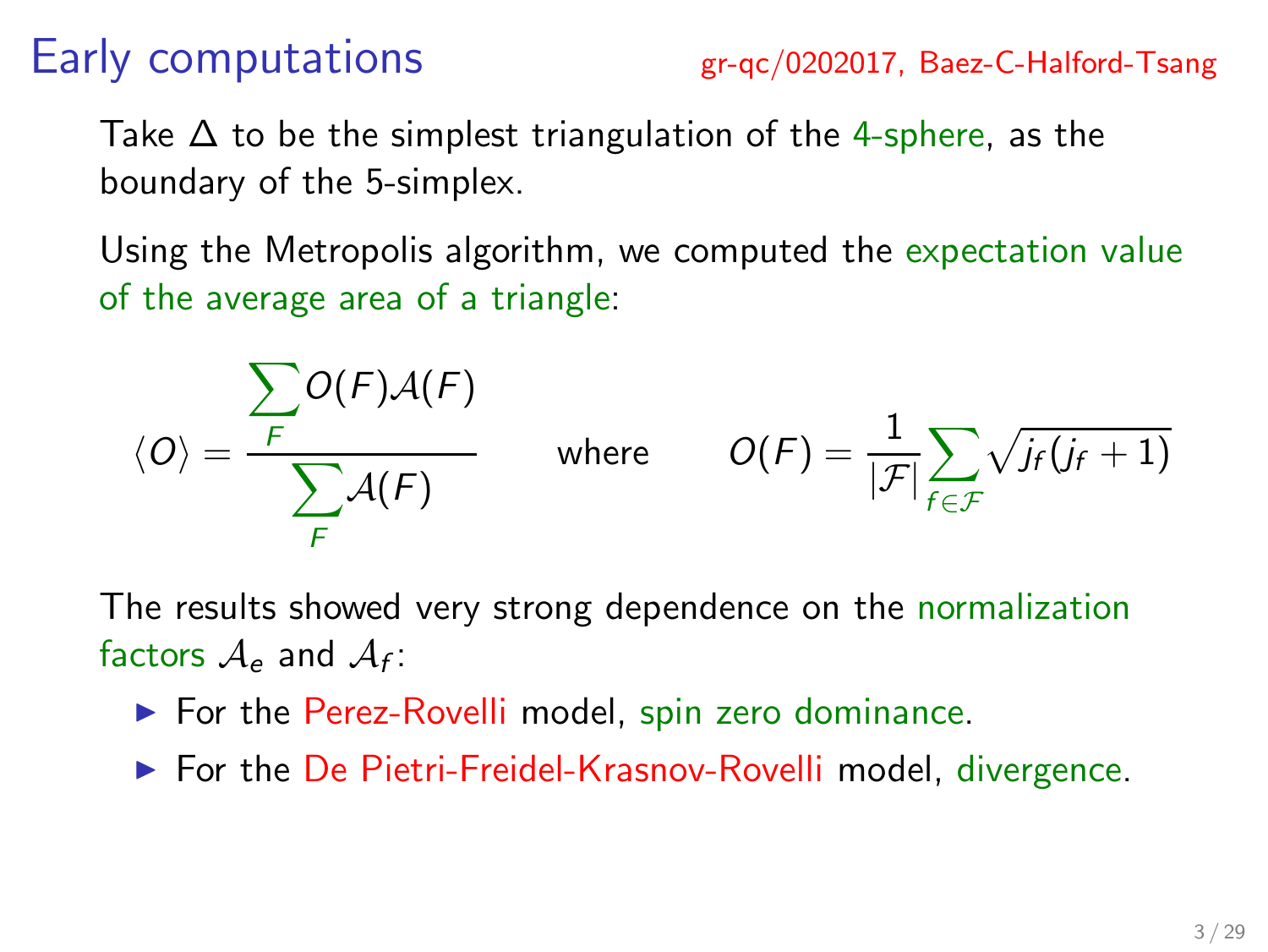# Early computations

gr-qc/0202017, Baez-C-Halford-Tsang

Take $\Delta$ to be the simplest triangulation of the 4-sphere, as the boundary of the 5-simplex.

Using the Metropolis algorithm, we computed the expectation value of the average area of a triangle:

$$\langle O \rangle = \frac{\displaystyle\sum_F O(F)\mathcal{A}(F)}{\displaystyle\sum_F \mathcal{A}(F)} \qquad \text{where} \qquad O(F) = \frac{1}{|\mathcal{F}|}\sum_{f \in \mathcal{F}} \sqrt{j_f(j_f+1)}$$

The results showed very strong dependence on the normalization factors $\mathcal{A}_e$ and $\mathcal{A}_f$:

- For the Perez-Rovelli model, spin zero dominance.
- For the De Pietri-Freidel-Krasnov-Rovelli model, divergence.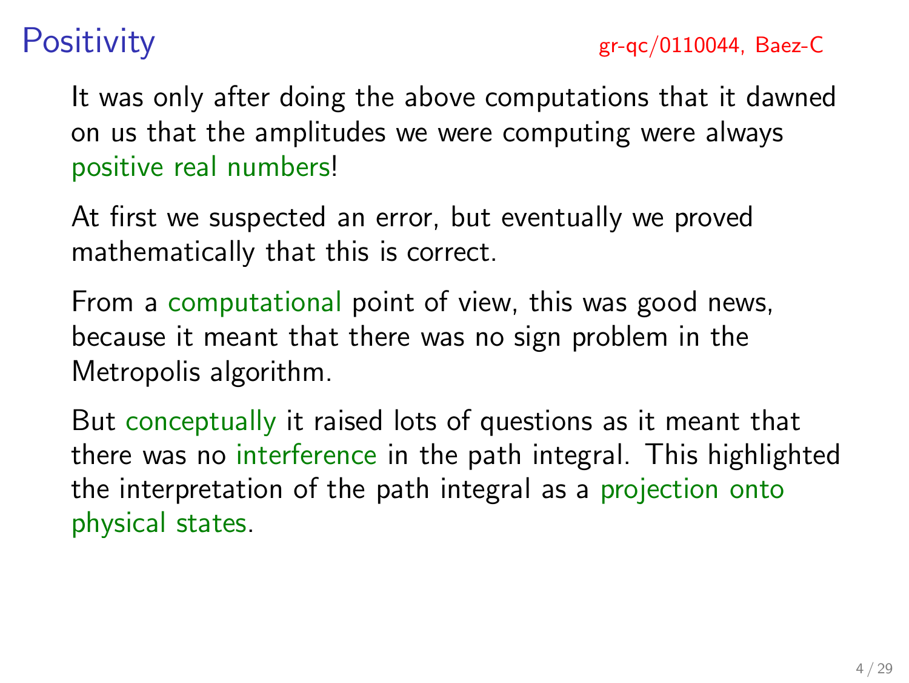# Positivity

gr-qc/0110044, Baez-C

It was only after doing the above computations that it dawned on us that the amplitudes we were computing were always positive real numbers!

At first we suspected an error, but eventually we proved mathematically that this is correct.

From a computational point of view, this was good news, because it meant that there was no sign problem in the Metropolis algorithm.

But conceptually it raised lots of questions as it meant that there was no interference in the path integral. This highlighted the interpretation of the path integral as a projection onto physical states.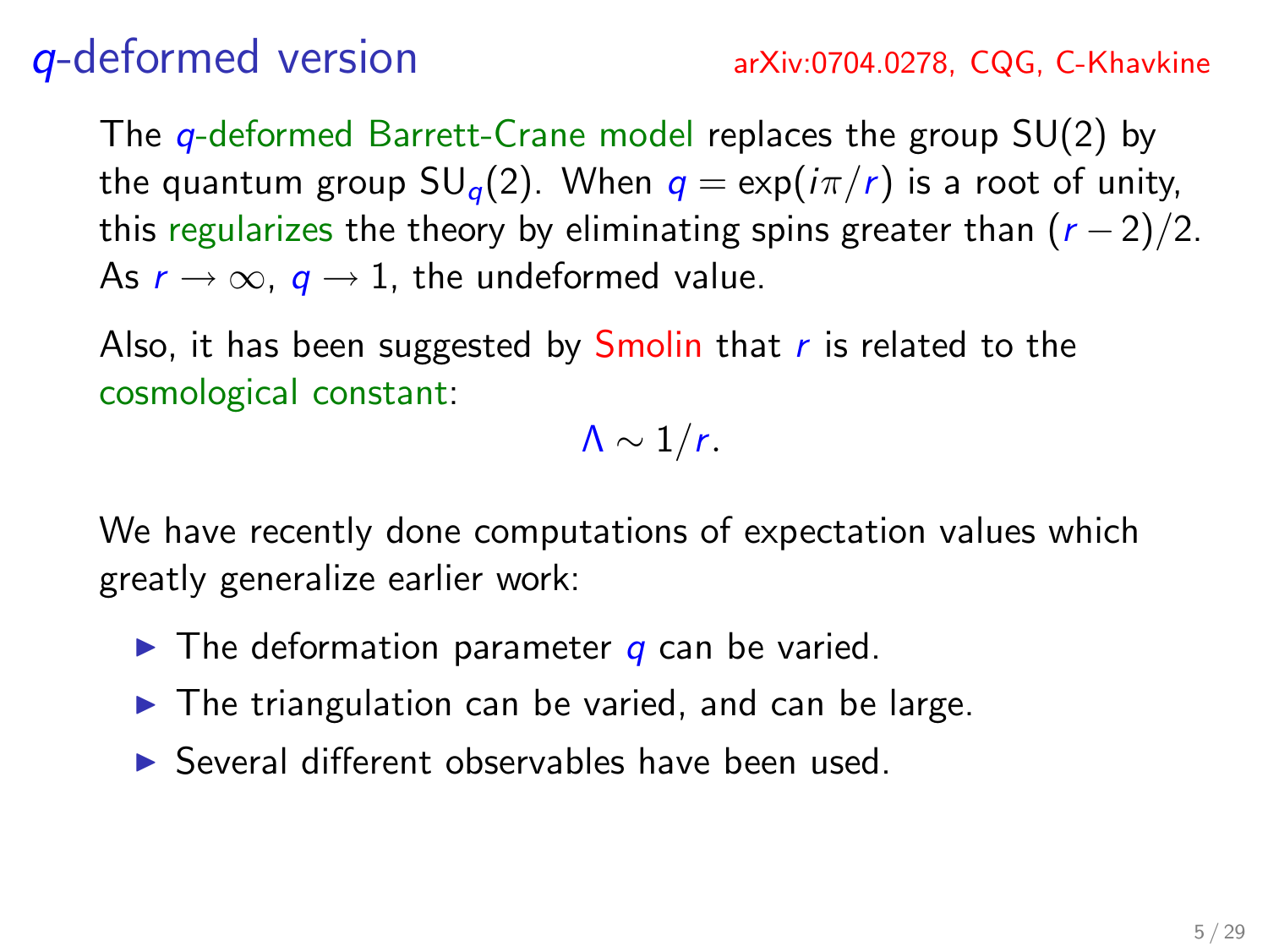## $q$-deformed version

arXiv:0704.0278, CQG, C-Khavkine

The $q$-deformed Barrett-Crane model replaces the group SU(2) by the quantum group $\mathrm{SU}_q(2)$. When $q = \exp(i\pi/r)$ is a root of unity, this regularizes the theory by eliminating spins greater than $(r-2)/2$. As $r \to \infty$, $q \to 1$, the undeformed value.

Also, it has been suggested by Smolin that $r$ is related to the cosmological constant:

$$\Lambda \sim 1/r.$$

We have recently done computations of expectation values which greatly generalize earlier work:

- The deformation parameter $q$ can be varied.
- The triangulation can be varied, and can be large.
- Several different observables have been used.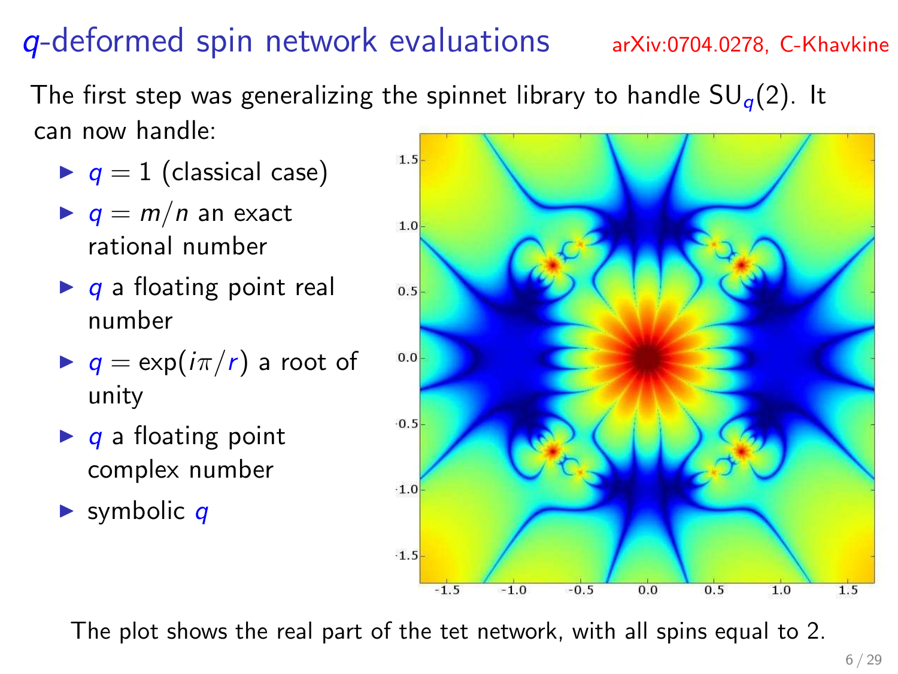# $q$-deformed spin network evaluations

arXiv:0704.0278, C-Khavkine

The first step was generalizing the spinnet library to handle $SU_q(2)$. It can now handle:

- $q = 1$ (classical case)
- $q = m/n$ an exact rational number
- $q$ a floating point real number
- $q = \exp(i\pi/r)$ a root of unity
- $q$ a floating point complex number
- symbolic $q$

The plot shows the real part of the tet network, with all spins equal to 2.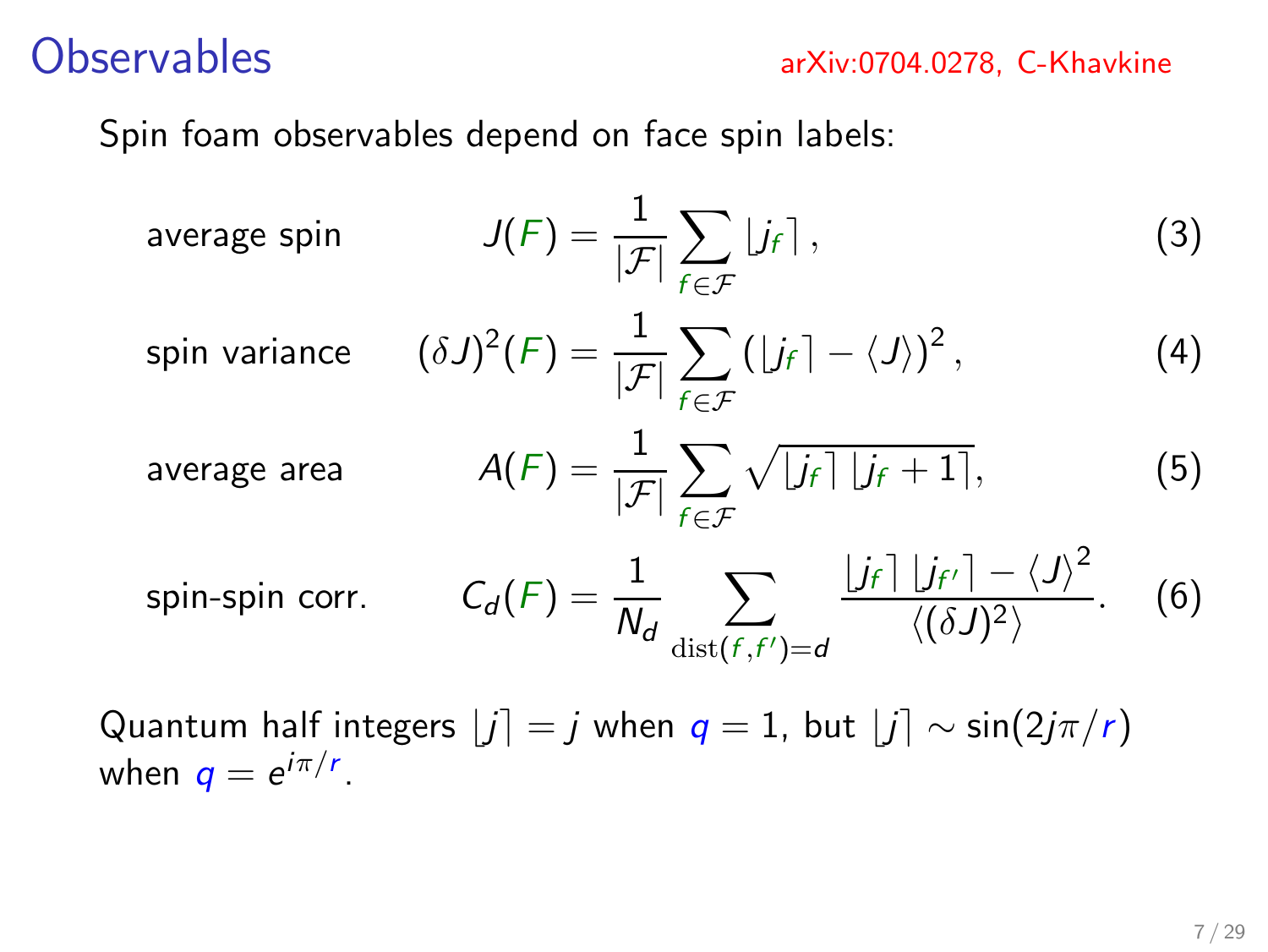# Observables

arXiv:0704.0278, C-Khavkine

Spin foam observables depend on face spin labels:

average spin
$$J(F) = \frac{1}{|\mathcal{F}|} \sum_{f \in \mathcal{F}} \lfloor j_f \rceil , \tag{3}$$

spin variance
$$(\delta J)^2(F) = \frac{1}{|\mathcal{F}|} \sum_{f \in \mathcal{F}} (\lfloor j_f \rceil - \langle J \rangle)^2 , \tag{4}$$

average area
$$A(F) = \frac{1}{|\mathcal{F}|} \sum_{f \in \mathcal{F}} \sqrt{\lfloor j_f \rceil \lfloor j_f + 1 \rceil}, \tag{5}$$

spin-spin corr.
$$C_d(F) = \frac{1}{N_d} \sum_{\mathrm{dist}(f,f')=d} \frac{\lfloor j_f \rceil \lfloor j_{f'} \rceil - \langle J \rangle^2}{\langle (\delta J)^2 \rangle}. \tag{6}$$

Quantum half integers $\lfloor j \rceil = j$ when $q = 1$, but $\lfloor j \rceil \sim \sin(2j\pi/r)$ when $q = e^{i\pi/r}$.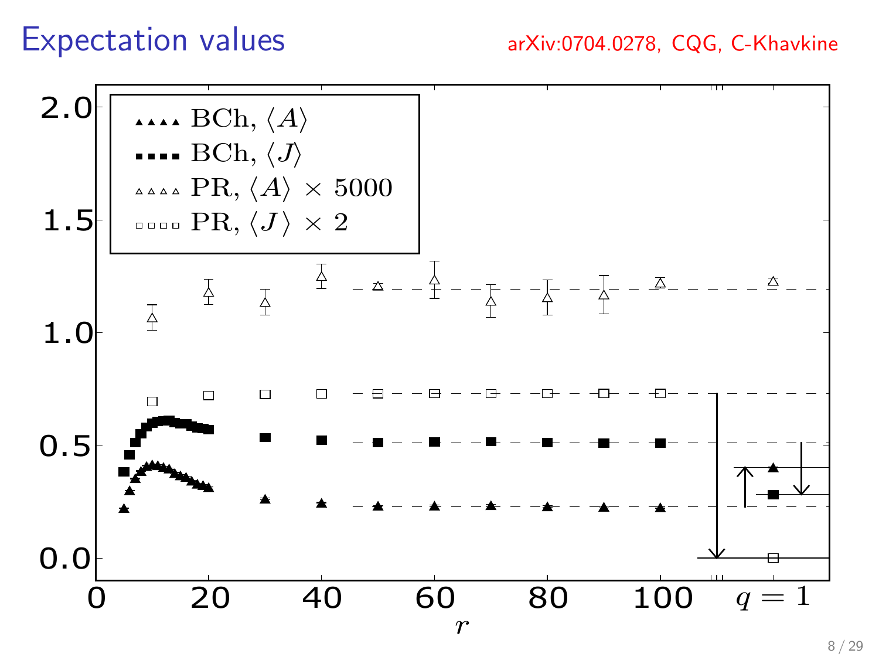# Expectation values

arXiv:0704.0278, CQG, C-Khavkine

- BCh, $\langle A \rangle$
- BCh, $\langle J \rangle$
- PR, $\langle A \rangle \times 5000$
- PR, $\langle J \rangle \times 2$

$r$

$q = 1$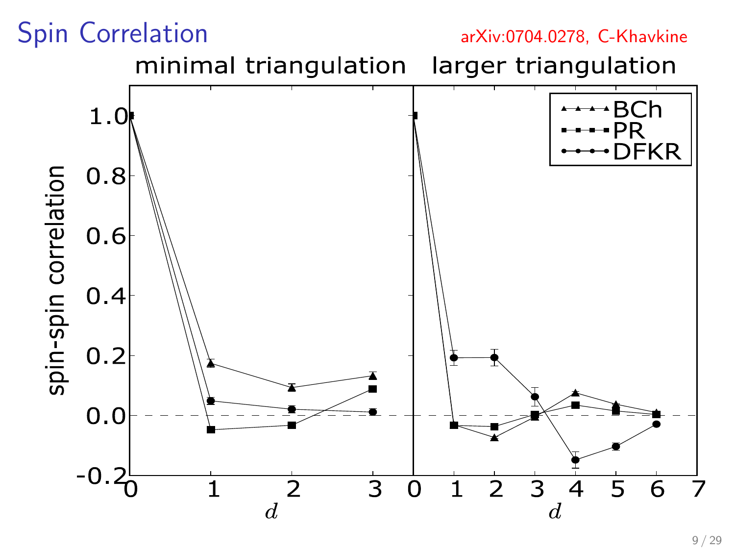# Spin Correlation

arXiv:0704.0278, C-Khavkine

**minimal triangulation** | **larger triangulation**

Legend: BCh (triangles), PR (squares), DFKR (circles)

y-axis: spin-spin correlation (-0.2 to 1.0); x-axis: $d$ (0–3 for minimal triangulation, 0–7 for larger triangulation)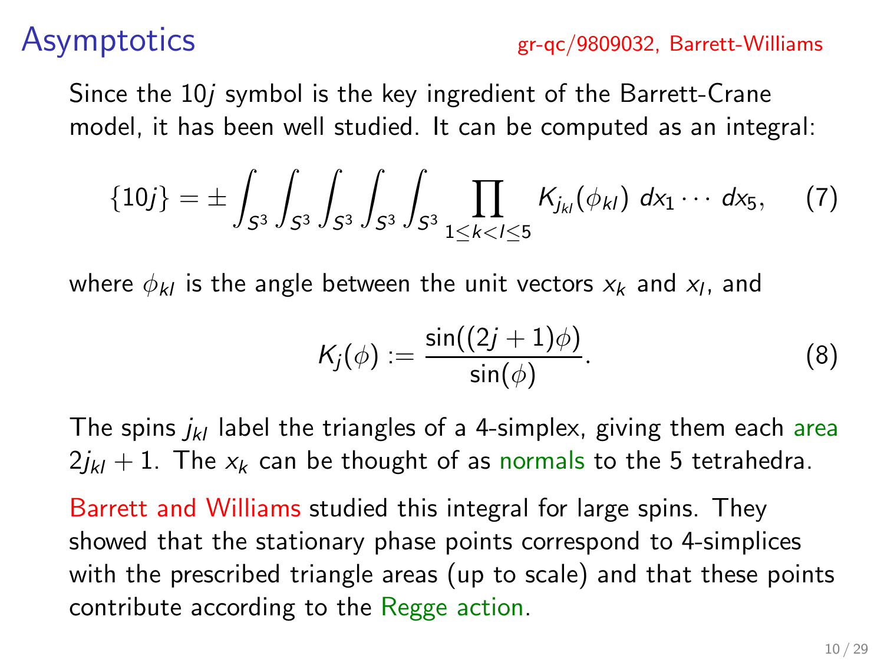# Asymptotics

gr-qc/9809032, Barrett-Williams

Since the $10j$ symbol is the key ingredient of the Barrett-Crane model, it has been well studied. It can be computed as an integral:

$$\{10j\} = \pm \int_{S^3}\int_{S^3}\int_{S^3}\int_{S^3}\int_{S^3} \prod_{1\leq k<l\leq 5} K_{j_{kl}}(\phi_{kl})\; dx_1 \cdots dx_5, \qquad (7)$$

where $\phi_{kl}$ is the angle between the unit vectors $x_k$ and $x_l$, and

$$K_j(\phi) := \frac{\sin((2j+1)\phi)}{\sin(\phi)}. \qquad (8)$$

The spins $j_{kl}$ label the triangles of a 4-simplex, giving them each area $2j_{kl}+1$. The $x_k$ can be thought of as normals to the 5 tetrahedra.

Barrett and Williams studied this integral for large spins. They showed that the stationary phase points correspond to 4-simplices with the prescribed triangle areas (up to scale) and that these points contribute according to the Regge action.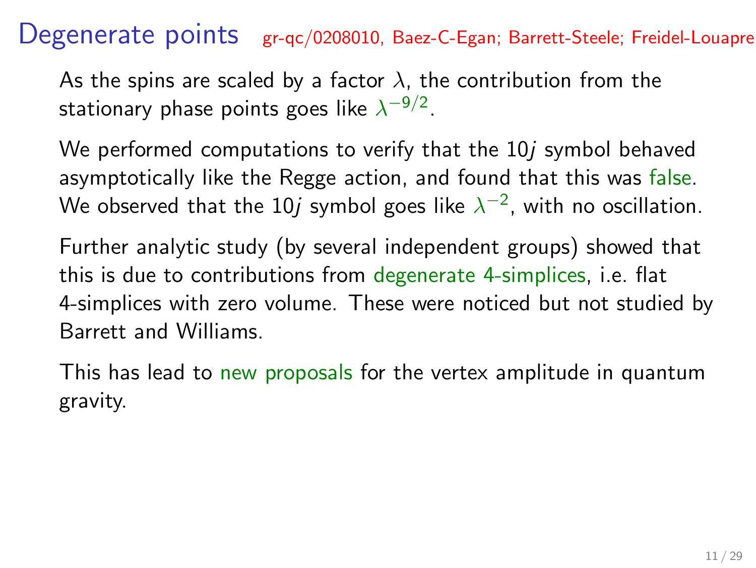# Degenerate points

gr-qc/0208010, Baez-C-Egan; Barrett-Steele; Freidel-Louapre

As the spins are scaled by a factor $\lambda$, the contribution from the stationary phase points goes like $\lambda^{-9/2}$.

We performed computations to verify that the $10j$ symbol behaved asymptotically like the Regge action, and found that this was false. We observed that the $10j$ symbol goes like $\lambda^{-2}$, with no oscillation.

Further analytic study (by several independent groups) showed that this is due to contributions from degenerate 4-simplices, i.e. flat 4-simplices with zero volume. These were noticed but not studied by Barrett and Williams.

This has lead to new proposals for the vertex amplitude in quantum gravity.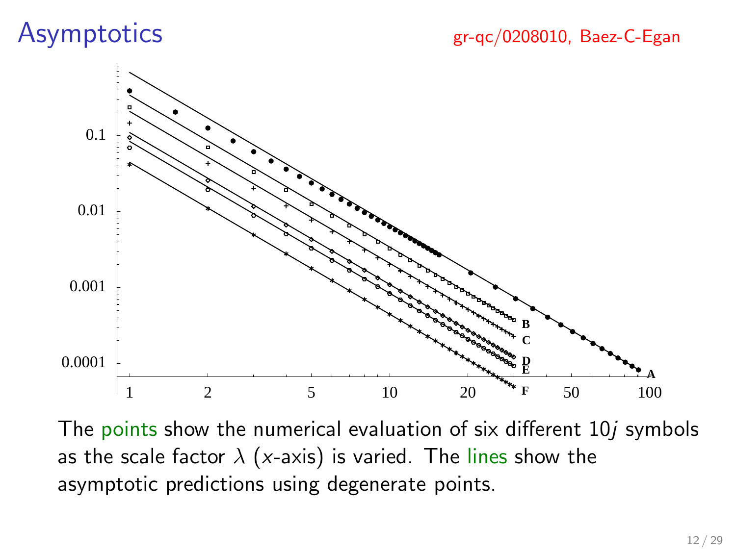# Asymptotics

gr-qc/0208010, Baez-C-Egan

The points show the numerical evaluation of six different $10j$ symbols as the scale factor $\lambda$ ($x$-axis) is varied. The lines show the asymptotic predictions using degenerate points.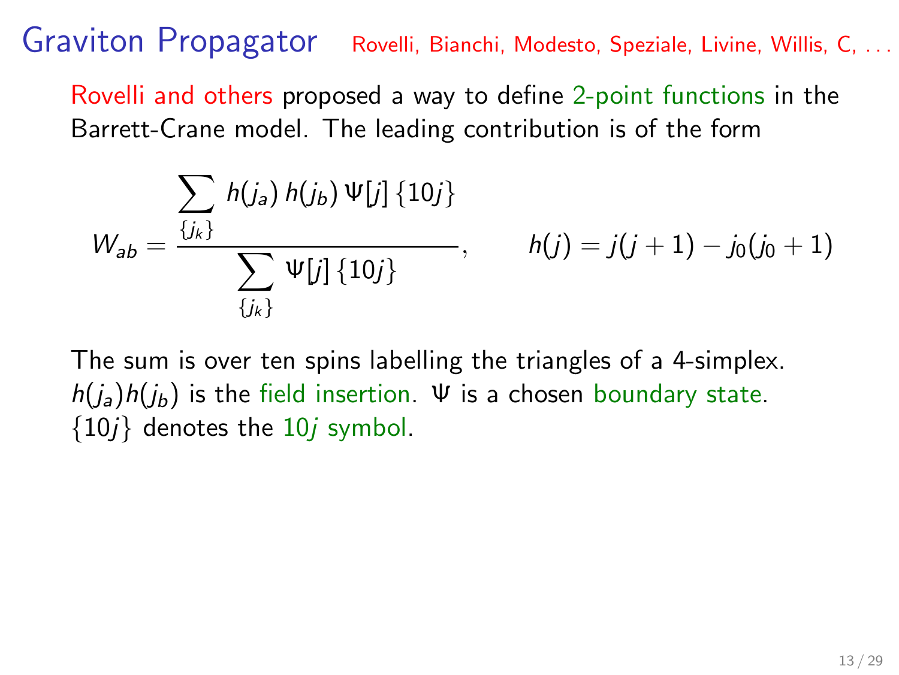# Graviton Propagator

Rovelli, Bianchi, Modesto, Speziale, Livine, Willis, C, . . .

Rovelli and others proposed a way to define 2-point functions in the Barrett-Crane model. The leading contribution is of the form

$$W_{ab} = \frac{\sum_{\{j_k\}} h(j_a)\, h(j_b)\, \Psi[j]\, \{10j\}}{\sum_{\{j_k\}} \Psi[j]\, \{10j\}}, \qquad h(j) = j(j+1) - j_0(j_0+1)$$

The sum is over ten spins labelling the triangles of a 4-simplex. $h(j_a)h(j_b)$ is the field insertion. $\Psi$ is a chosen boundary state. $\{10j\}$ denotes the $10j$ symbol.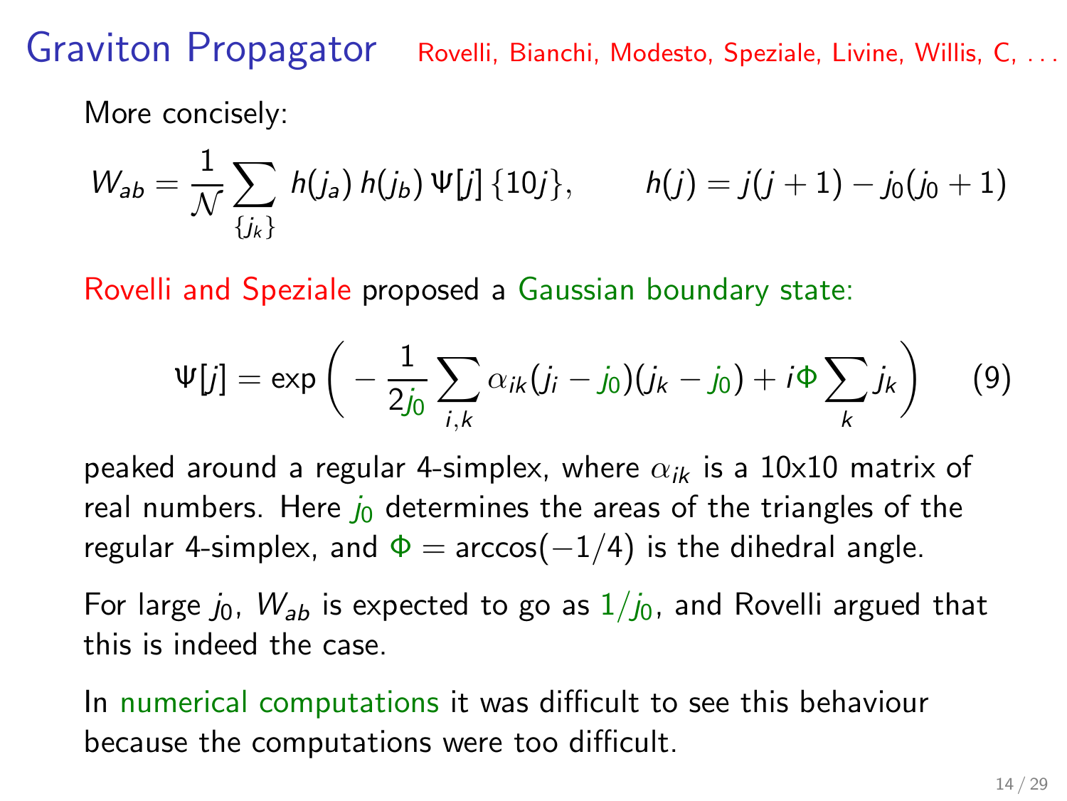# Graviton Propagator

Rovelli, Bianchi, Modesto, Speziale, Livine, Willis, C, ...

More concisely:

$$W_{ab} = \frac{1}{\mathcal{N}} \sum_{\{j_k\}} h(j_a)\, h(j_b)\, \Psi[j]\, \{10j\}, \qquad h(j) = j(j+1) - j_0(j_0+1)$$

Rovelli and Speziale proposed a Gaussian boundary state:

$$\Psi[j] = \exp\left( -\frac{1}{2j_0} \sum_{i,k} \alpha_{ik}(j_i - j_0)(j_k - j_0) + i\Phi \sum_k j_k \right) \qquad (9)$$

peaked around a regular 4-simplex, where $\alpha_{ik}$ is a 10x10 matrix of real numbers. Here $j_0$ determines the areas of the triangles of the regular 4-simplex, and $\Phi = \arccos(-1/4)$ is the dihedral angle.

For large $j_0$, $W_{ab}$ is expected to go as $1/j_0$, and Rovelli argued that this is indeed the case.

In numerical computations it was difficult to see this behaviour because the computations were too difficult.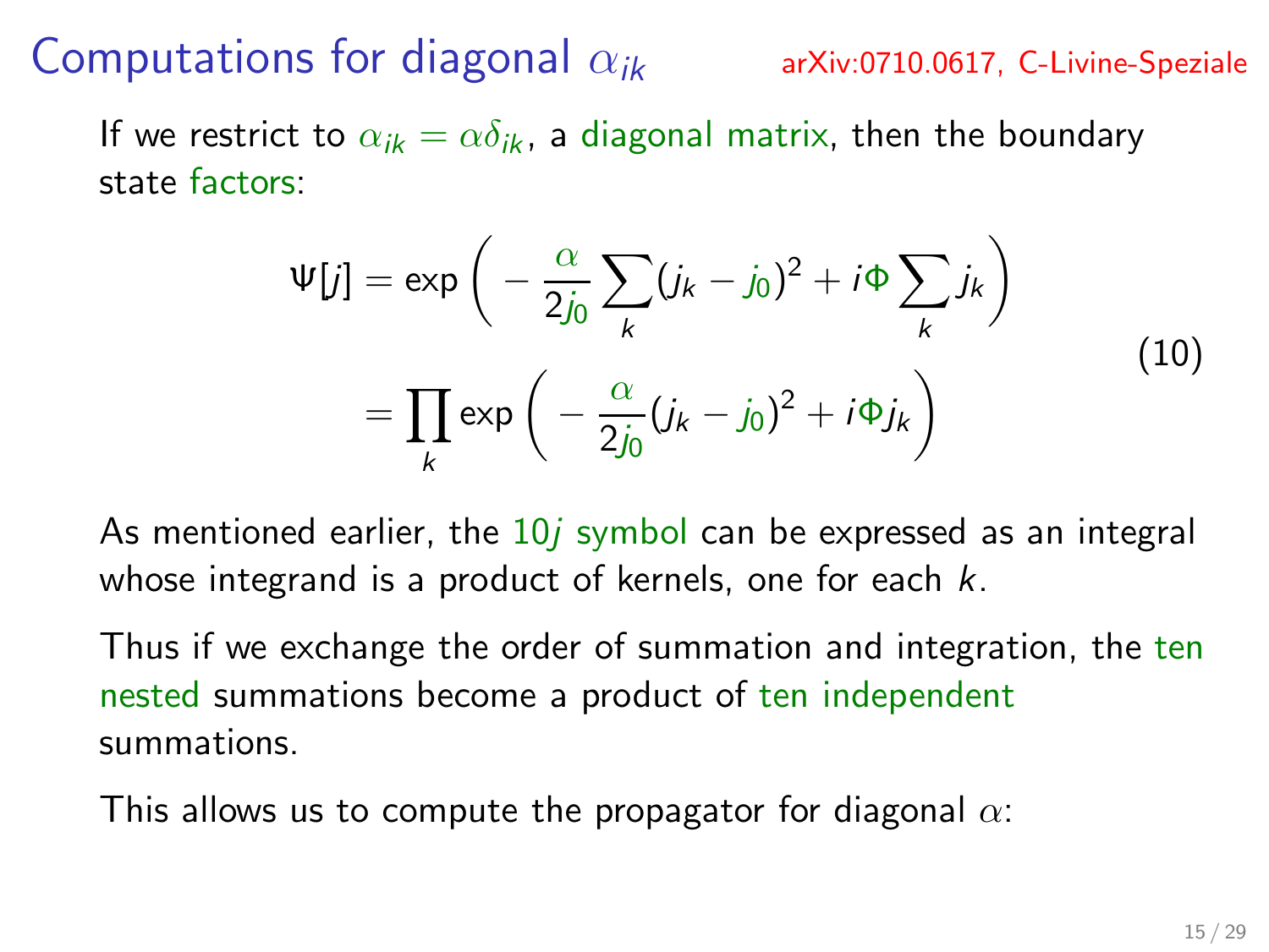# Computations for diagonal $\alpha_{ik}$

arXiv:0710.0617, C-Livine-Speziale

If we restrict to $\alpha_{ik} = \alpha\delta_{ik}$, a diagonal matrix, then the boundary state factors:

$$
\begin{aligned}
\Psi[j] &= \exp\left( -\frac{\alpha}{2j_0}\sum_k (j_k - j_0)^2 + i\Phi \sum_k j_k \right) \\
&= \prod_k \exp\left( -\frac{\alpha}{2j_0}(j_k - j_0)^2 + i\Phi j_k \right)
\end{aligned}
\tag{10}
$$

As mentioned earlier, the $10j$ symbol can be expressed as an integral whose integrand is a product of kernels, one for each $k$.

Thus if we exchange the order of summation and integration, the ten nested summations become a product of ten independent summations.

This allows us to compute the propagator for diagonal $\alpha$: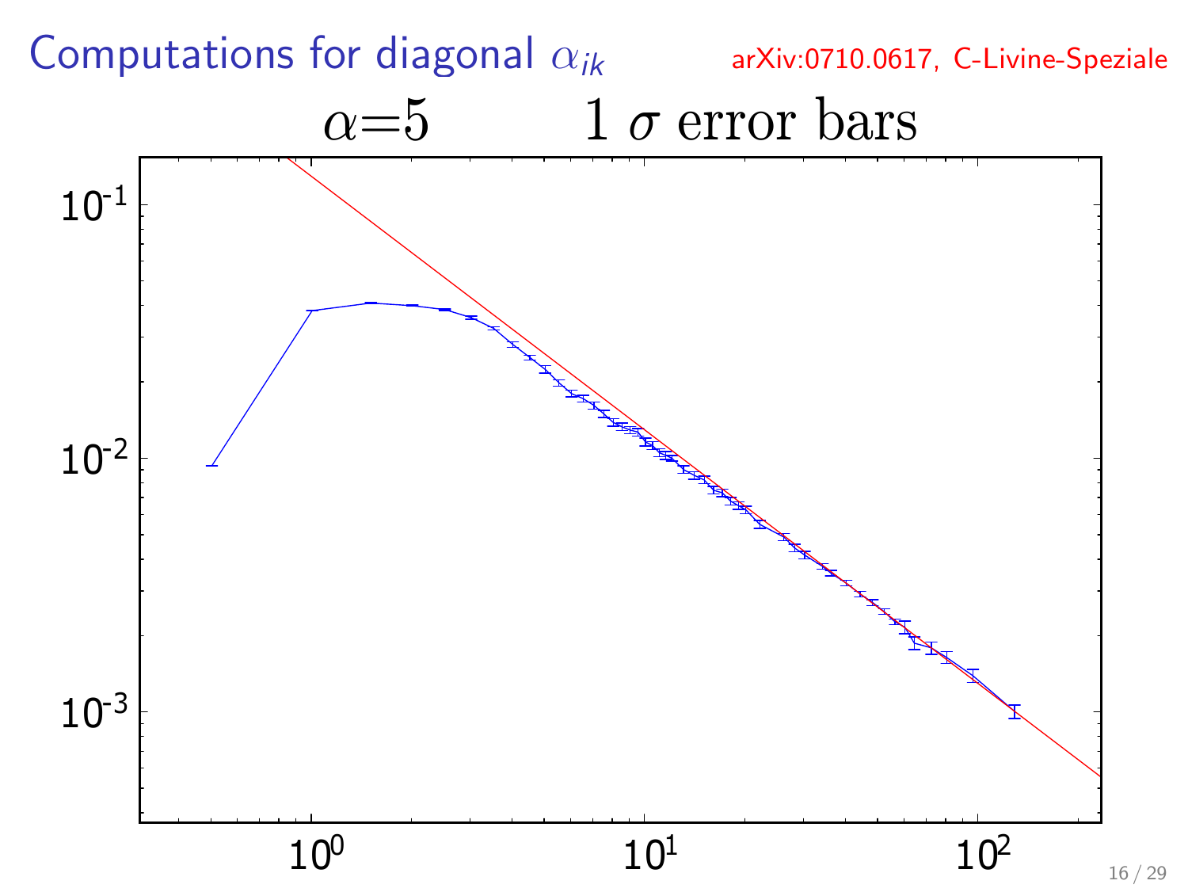# Computations for diagonal $\alpha_{ik}$

arXiv:0710.0617, C-Livine-Speziale

$\alpha$=5 $\quad$ 1 $\sigma$ error bars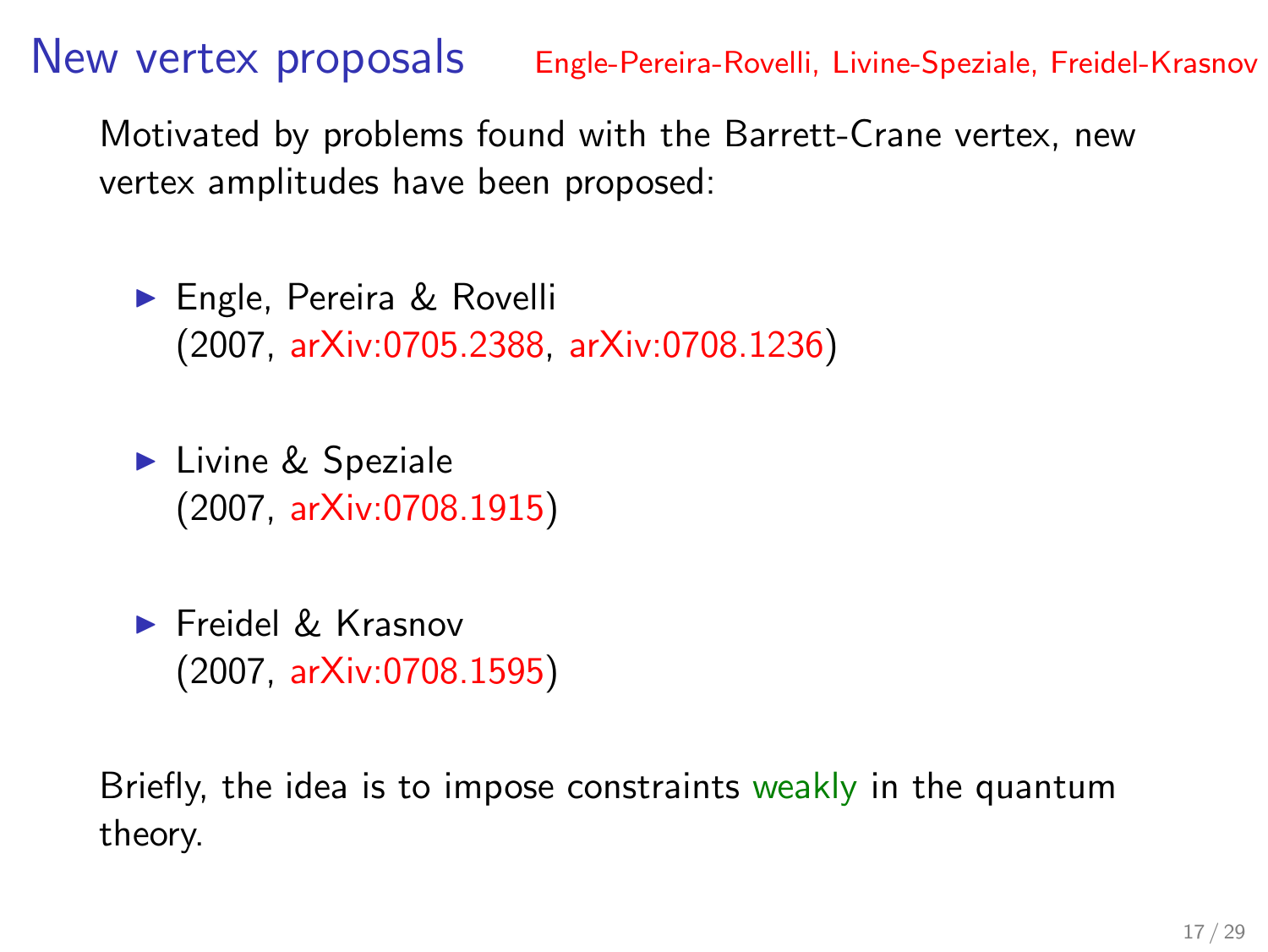# New vertex proposals

Engle-Pereira-Rovelli, Livine-Speziale, Freidel-Krasnov

Motivated by problems found with the Barrett-Crane vertex, new vertex amplitudes have been proposed:

- Engle, Pereira & Rovelli
  (2007, arXiv:0705.2388, arXiv:0708.1236)
- Livine & Speziale
  (2007, arXiv:0708.1915)
- Freidel & Krasnov
  (2007, arXiv:0708.1595)

Briefly, the idea is to impose constraints weakly in the quantum theory.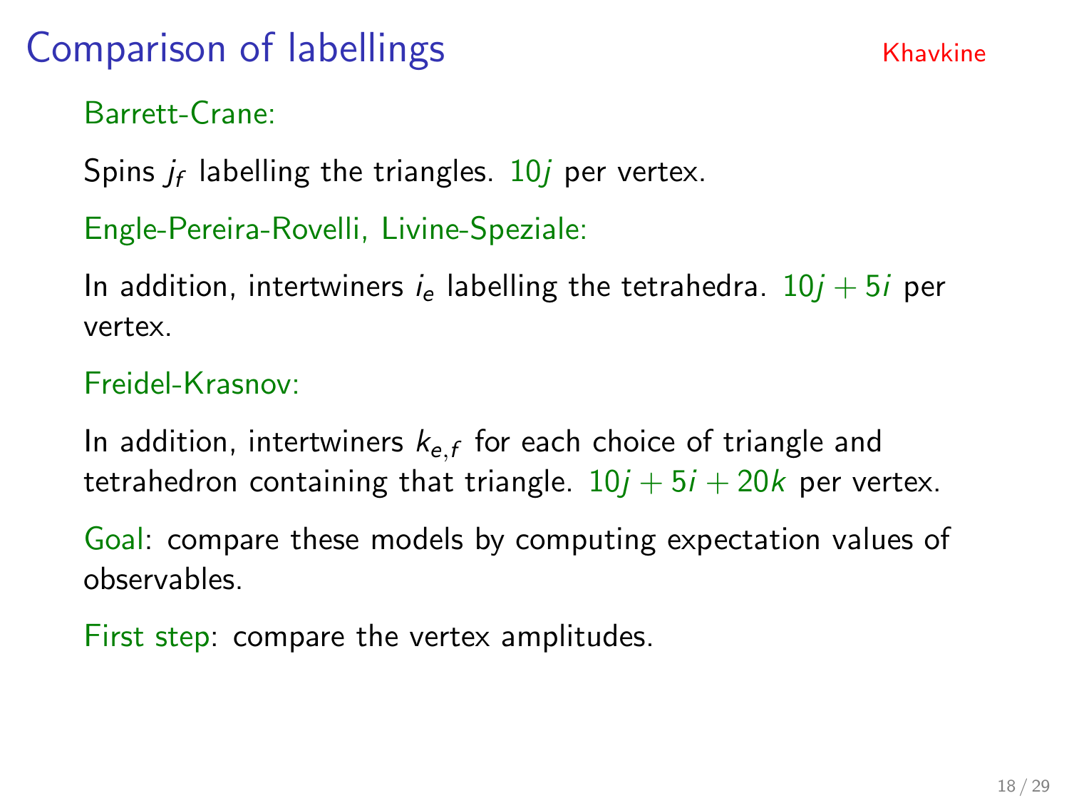# Comparison of labellings

Khavkine

Barrett-Crane:

Spins $j_f$ labelling the triangles. $10j$ per vertex.

Engle-Pereira-Rovelli, Livine-Speziale:

In addition, intertwiners $i_e$ labelling the tetrahedra. $10j + 5i$ per vertex.

Freidel-Krasnov:

In addition, intertwiners $k_{e,f}$ for each choice of triangle and tetrahedron containing that triangle. $10j + 5i + 20k$ per vertex.

Goal: compare these models by computing expectation values of observables.

First step: compare the vertex amplitudes.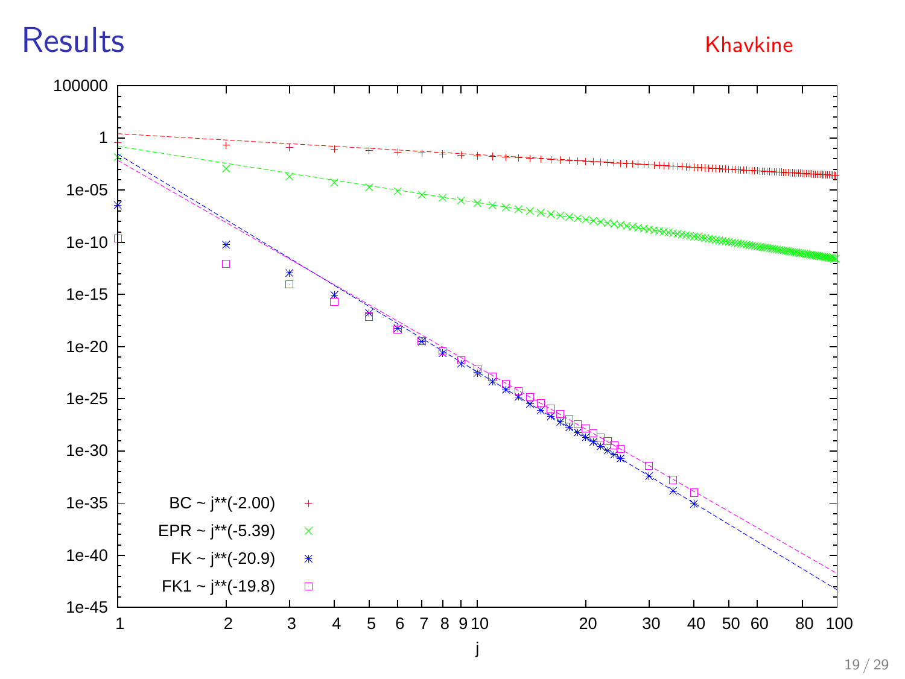# Results

Khavkine

| BC ~ j**(-2.00) | + |
|---|---|
| EPR ~ j**(-5.39) | × |
| FK ~ j**(-20.9) | ✱ |
| FK1 ~ j**(-19.8) | □ |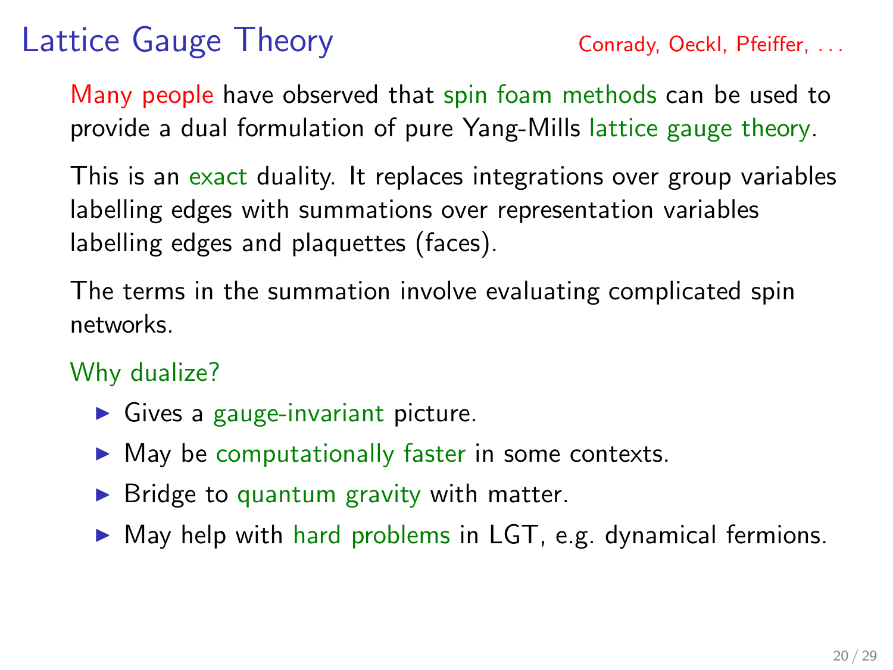# Lattice Gauge Theory

Conrady, Oeckl, Pfeiffer, . . .

Many people have observed that spin foam methods can be used to provide a dual formulation of pure Yang-Mills lattice gauge theory.

This is an exact duality. It replaces integrations over group variables labelling edges with summations over representation variables labelling edges and plaquettes (faces).

The terms in the summation involve evaluating complicated spin networks.

Why dualize?

- Gives a gauge-invariant picture.
- May be computationally faster in some contexts.
- Bridge to quantum gravity with matter.
- May help with hard problems in LGT, e.g. dynamical fermions.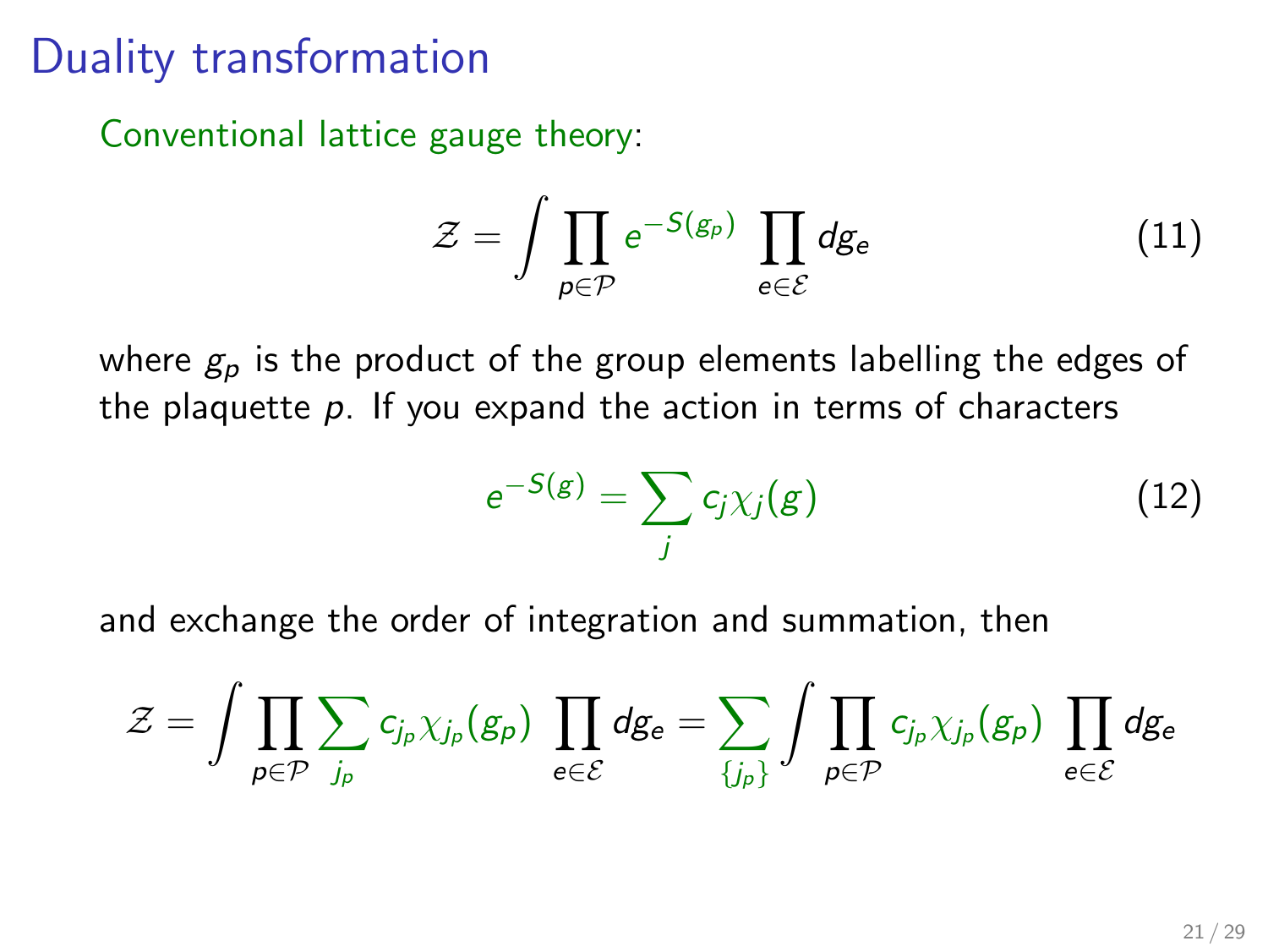# Duality transformation

Conventional lattice gauge theory:

$$\mathcal{Z} = \int \prod_{p \in \mathcal{P}} e^{-S(g_p)} \prod_{e \in \mathcal{E}} dg_e \tag{11}$$

where $g_p$ is the product of the group elements labelling the edges of the plaquette $p$. If you expand the action in terms of characters

$$e^{-S(g)} = \sum_j c_j \chi_j(g) \tag{12}$$

and exchange the order of integration and summation, then

$$\mathcal{Z} = \int \prod_{p \in \mathcal{P}} \sum_{j_p} c_{j_p} \chi_{j_p}(g_p) \prod_{e \in \mathcal{E}} dg_e = \sum_{\{j_p\}} \int \prod_{p \in \mathcal{P}} c_{j_p} \chi_{j_p}(g_p) \prod_{e \in \mathcal{E}} dg_e$$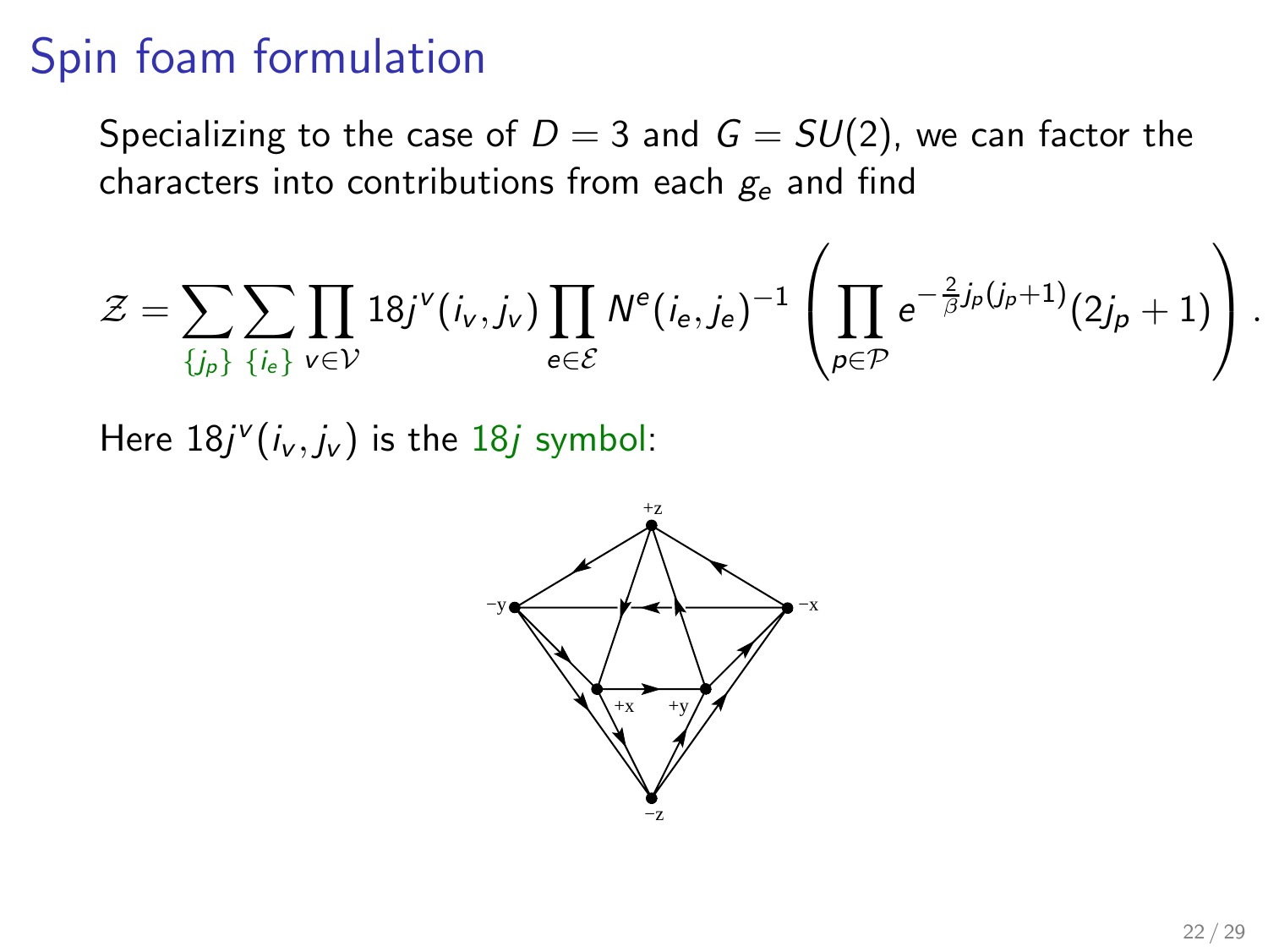# Spin foam formulation

Specializing to the case of $D = 3$ and $G = SU(2)$, we can factor the characters into contributions from each $g_e$ and find

$$\mathcal{Z} = \sum_{\{j_p\}} \sum_{\{i_e\}} \prod_{v \in \mathcal{V}} 18j^v(i_v, j_v) \prod_{e \in \mathcal{E}} N^e(i_e, j_e)^{-1} \left( \prod_{p \in \mathcal{P}} e^{-\frac{2}{\beta} j_p(j_p+1)} (2j_p + 1) \right).$$

Here $18j^v(i_v, j_v)$ is the 18$j$ symbol: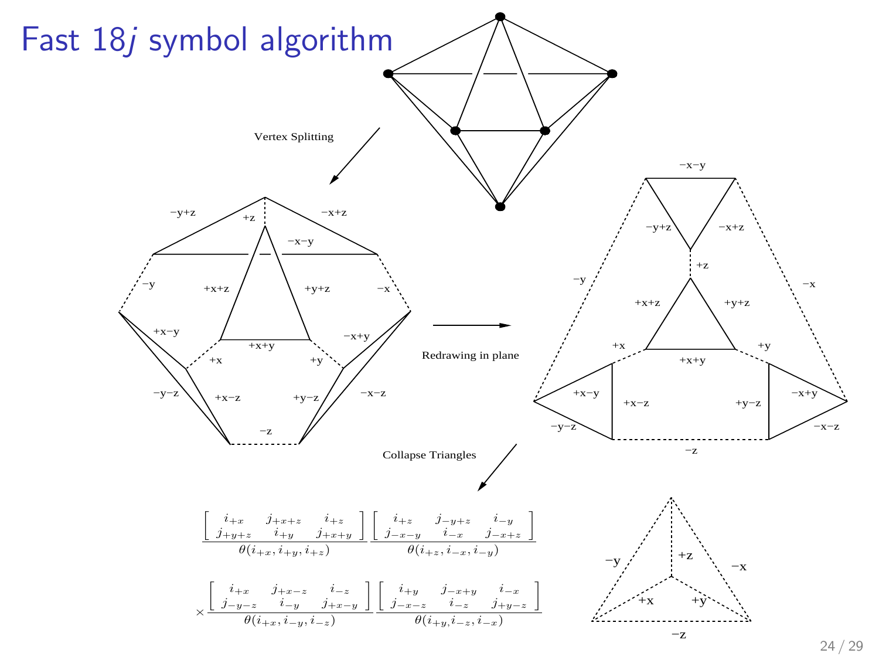# Fast 18$j$ symbol algorithm

Vertex Splitting

Redrawing in plane

Collapse Triangles

$$\frac{\begin{bmatrix} i_{+x} & j_{+x+z} & i_{+z} \\ j_{+y+z} & i_{+y} & j_{+x+y} \end{bmatrix}}{\theta(i_{+x}, i_{+y}, i_{+z})} \frac{\begin{bmatrix} i_{+z} & j_{-y+z} & i_{-y} \\ j_{-x-y} & i_{-x} & j_{-x+z} \end{bmatrix}}{\theta(i_{+z}, i_{-x}, i_{-y})}$$

$$\times \frac{\begin{bmatrix} i_{+x} & j_{+x-z} & i_{-z} \\ j_{-y-z} & i_{-y} & j_{+x-y} \end{bmatrix}}{\theta(i_{+x}, i_{-y}, i_{-z})} \frac{\begin{bmatrix} i_{+y} & j_{-x+y} & i_{-x} \\ j_{-x-z} & i_{-z} & j_{+y-z} \end{bmatrix}}{\theta(i_{+y}, i_{-z}, i_{-x})}$$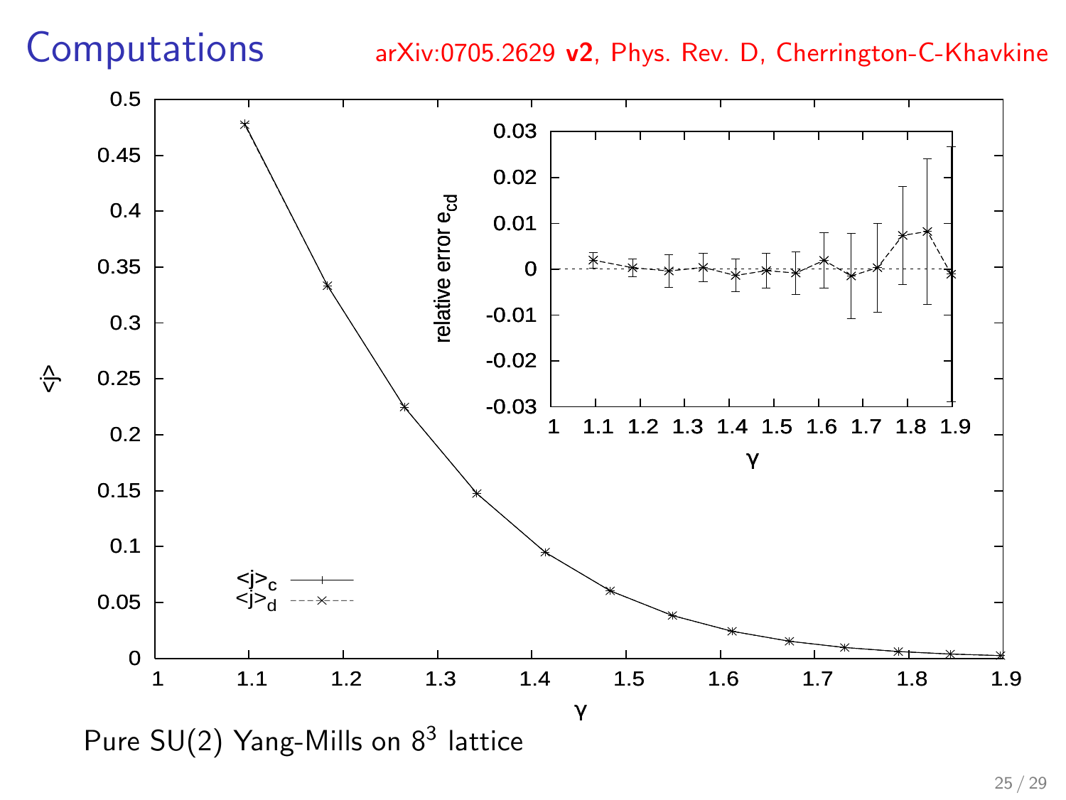# Computations

arXiv:0705.2629 **v2**, Phys. Rev. D, Cherrington-C-Khavkine

Pure SU(2) Yang-Mills on $8^3$ lattice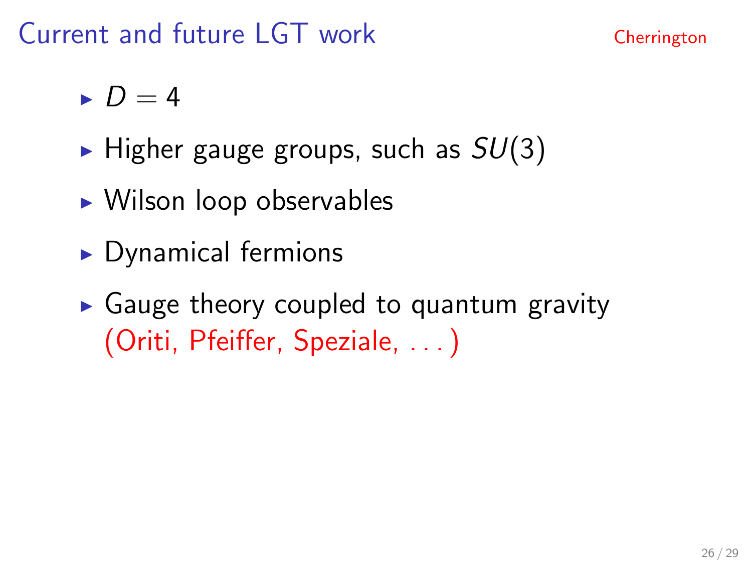## Current and future LGT work

- $D = 4$
- Higher gauge groups, such as $SU(3)$
- Wilson loop observables
- Dynamical fermions
- Gauge theory coupled to quantum gravity (Oriti, Pfeiffer, Speziale, ...)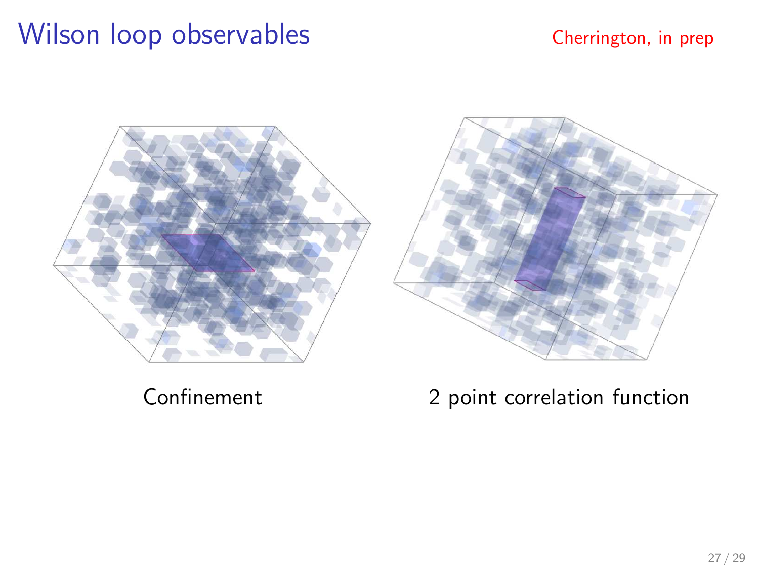# Wilson loop observables

Cherrington, in prep

Confinement

2 point correlation function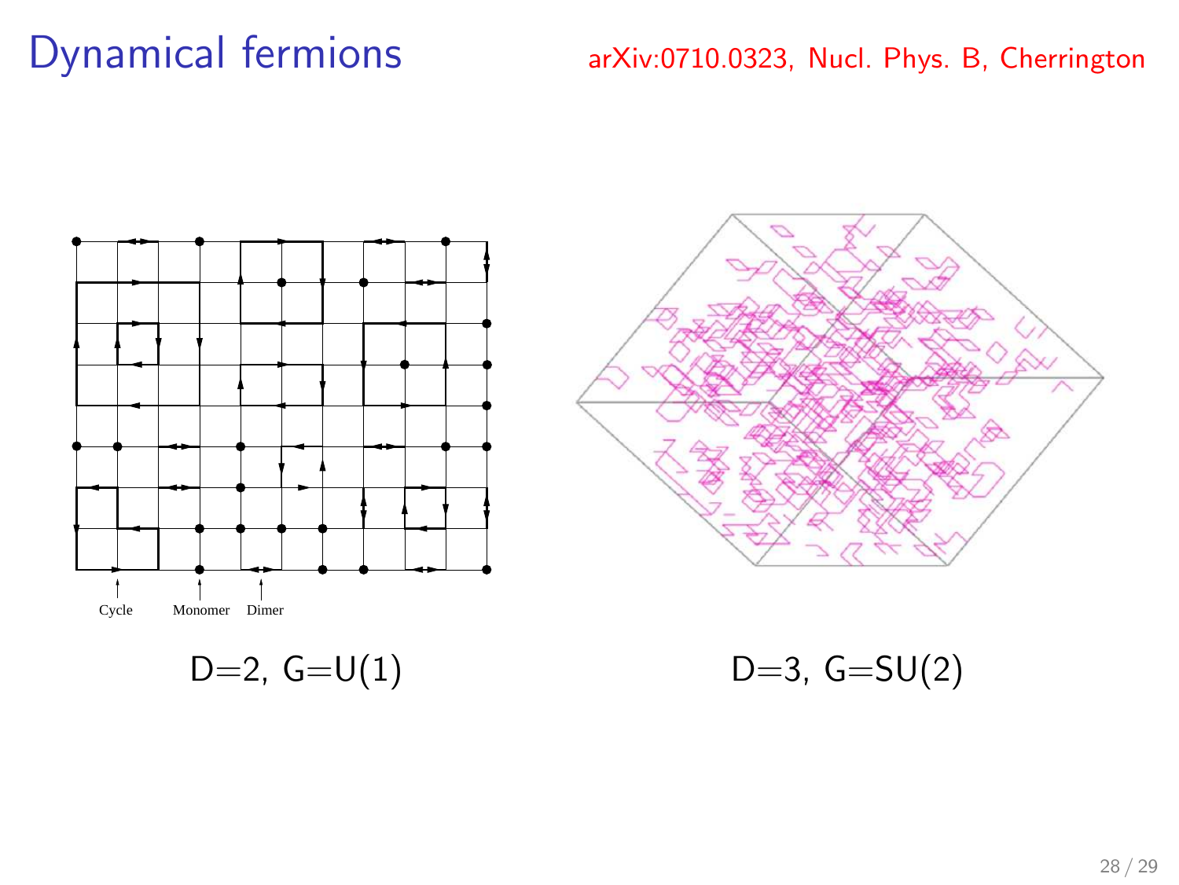# Dynamical fermions

arXiv:0710.0323, Nucl. Phys. B, Cherrington

Cycle Monomer Dimer

D=2, G=U(1)

D=3, G=SU(2)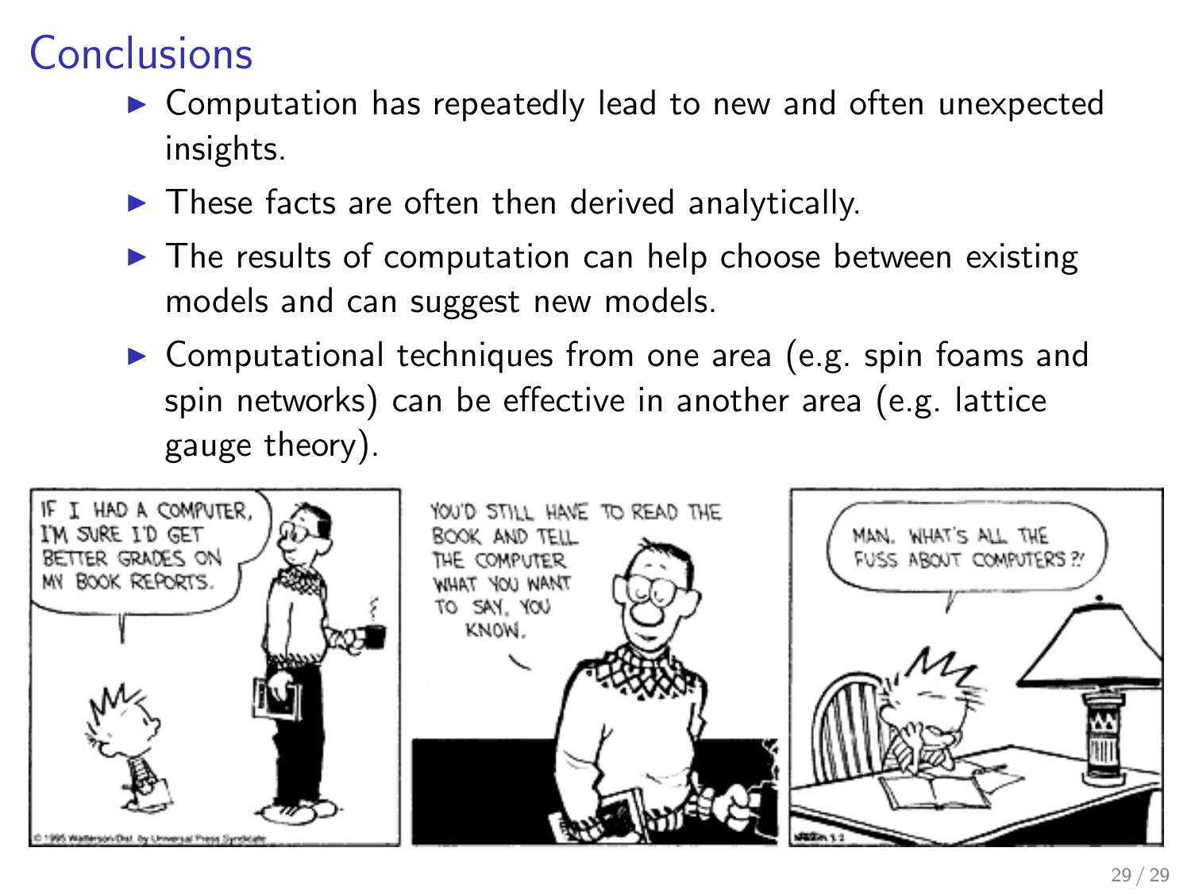# Conclusions

- Computation has repeatedly lead to new and often unexpected insights.
- These facts are often then derived analytically.
- The results of computation can help choose between existing models and can suggest new models.
- Computational techniques from one area (e.g. spin foams and spin networks) can be effective in another area (e.g. lattice gauge theory).